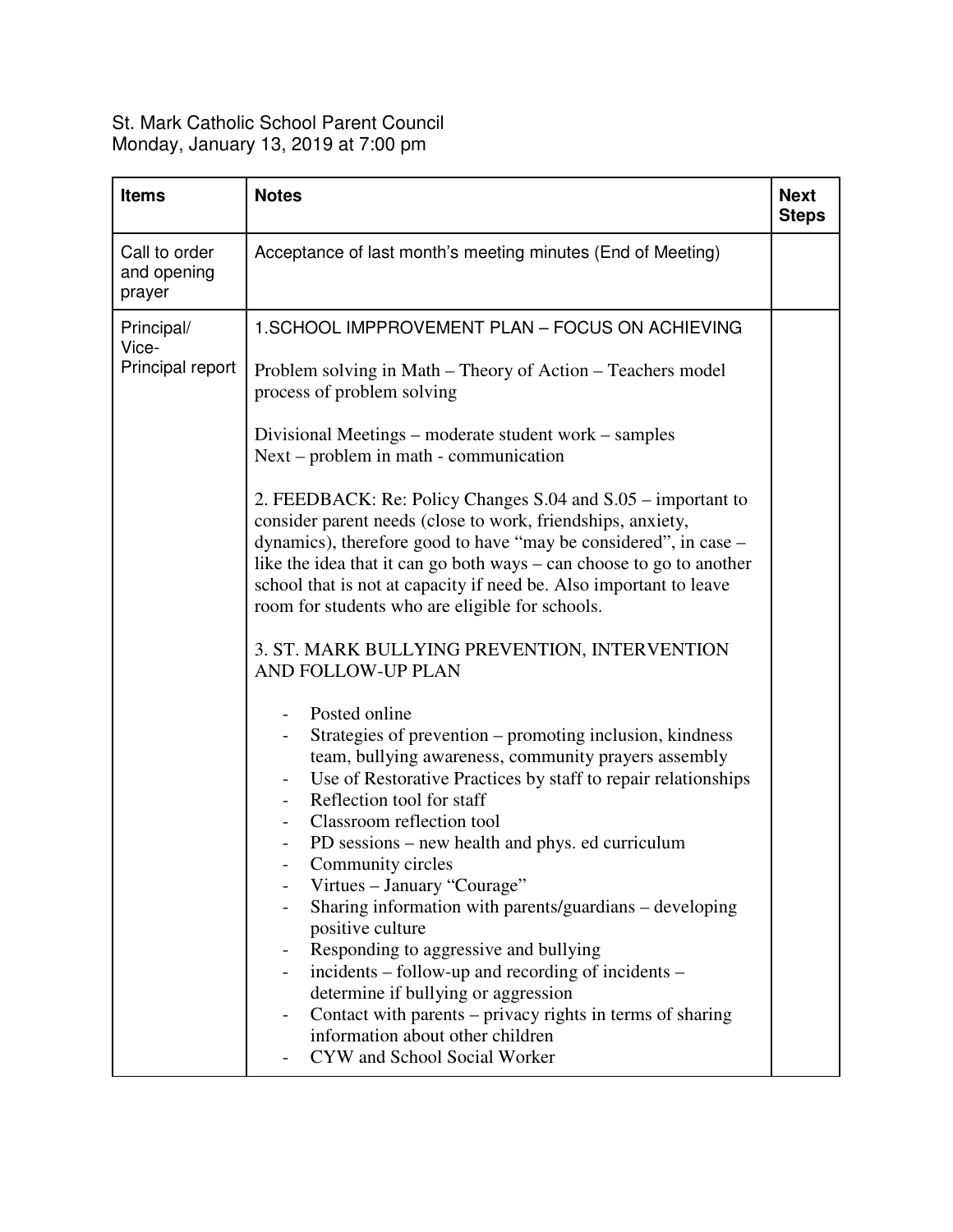St. Mark Catholic School Parent Council
Monday, January 13, 2019 at 7:00 pm

| Items | Notes | Next Steps |
|---|---|---|
| Call to order and opening prayer | Acceptance of last month's meeting minutes (End of Meeting) | |
| Principal/ Vice-Principal report | 1.SCHOOL IMPPROVEMENT PLAN – FOCUS ON ACHIEVING<br><br>Problem solving in Math – Theory of Action – Teachers model process of problem solving<br><br>Divisional Meetings – moderate student work – samples<br>Next – problem in math - communication<br><br>2. FEEDBACK: Re: Policy Changes S.04 and S.05 – important to consider parent needs (close to work, friendships, anxiety, dynamics), therefore good to have "may be considered", in case – like the idea that it can go both ways – can choose to go to another school that is not at capacity if need be. Also important to leave room for students who are eligible for schools.<br><br>3. ST. MARK BULLYING PREVENTION, INTERVENTION AND FOLLOW-UP PLAN<br><br>- Posted online<br>- Strategies of prevention – promoting inclusion, kindness team, bullying awareness, community prayers assembly<br>- Use of Restorative Practices by staff to repair relationships<br>- Reflection tool for staff<br>- Classroom reflection tool<br>- PD sessions – new health and phys. ed curriculum<br>- Community circles<br>- Virtues – January "Courage"<br>- Sharing information with parents/guardians – developing positive culture<br>- Responding to aggressive and bullying<br>- incidents – follow-up and recording of incidents – determine if bullying or aggression<br>- Contact with parents – privacy rights in terms of sharing information about other children<br>- CYW and School Social Worker | |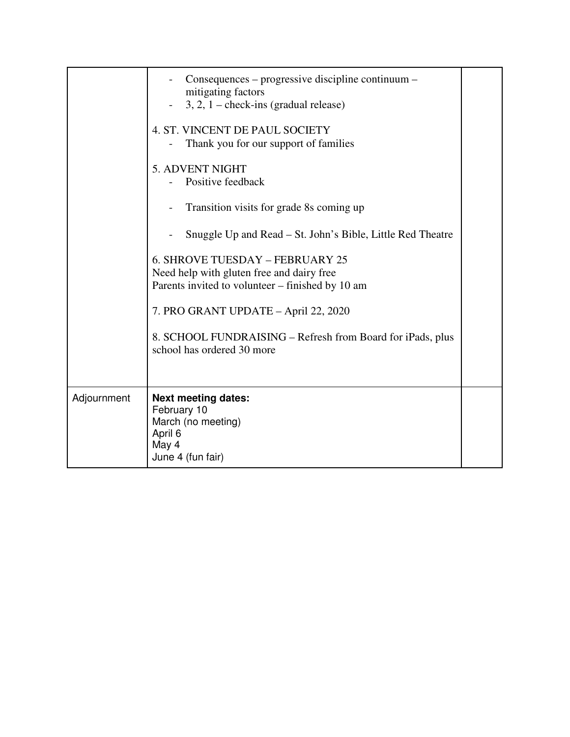| | | |
|---|---|---|
| | - Consequences – progressive discipline continuum – mitigating factors<br>- 3, 2, 1 – check-ins (gradual release)<br><br>4. ST. VINCENT DE PAUL SOCIETY<br>- Thank you for our support of families<br><br>5. ADVENT NIGHT<br>- Positive feedback<br><br>- Transition visits for grade 8s coming up<br><br>- Snuggle Up and Read – St. John's Bible, Little Red Theatre<br><br>6. SHROVE TUESDAY – FEBRUARY 25<br>Need help with gluten free and dairy free<br>Parents invited to volunteer – finished by 10 am<br><br>7. PRO GRANT UPDATE – April 22, 2020<br><br>8. SCHOOL FUNDRAISING – Refresh from Board for iPads, plus school has ordered 30 more | |
| Adjournment | **Next meeting dates:**<br>February 10<br>March (no meeting)<br>April 6<br>May 4<br>June 4 (fun fair) | |